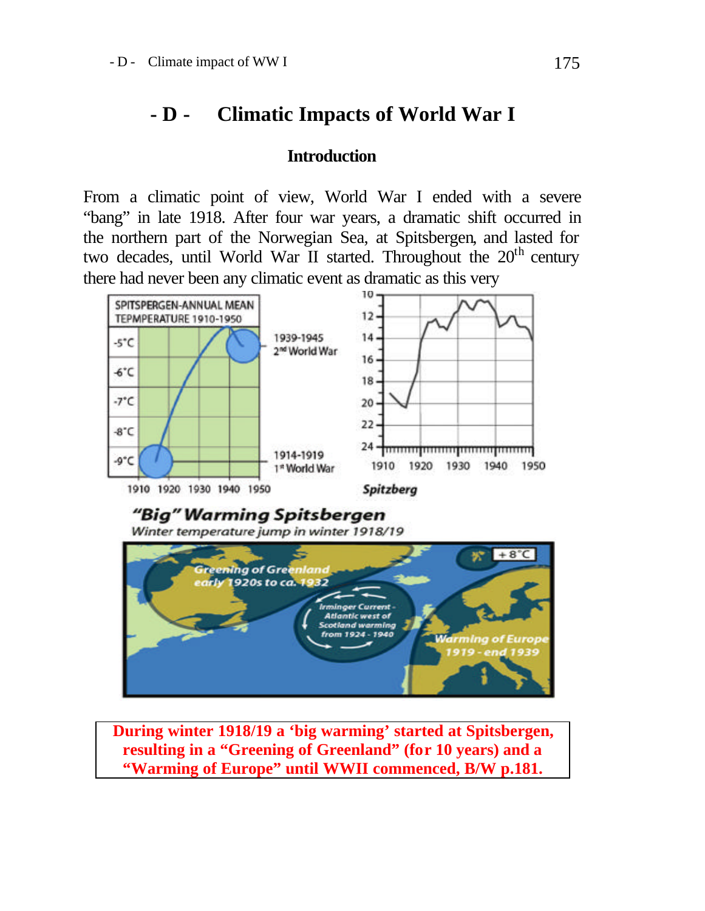# - D - Climatic Impacts of World War I

## Introduction

From a climatic point of view, World War I ended with a severe "bang" in late 1918. After four war years, a dramatic shift occurred in the northern part of the Norwegian Sea, at Spitsbergen, and lasted for two decades, until World War II started. Throughout the 20th century there had never been any climatic event as dramatic as this very

**During winter 1918/19 a 'big warming' started at Spitsbergen, resulting in a "Greening of Greenland" (for 10 years) and a "Warming of Europe" until WWII commenced, B/W p.181.**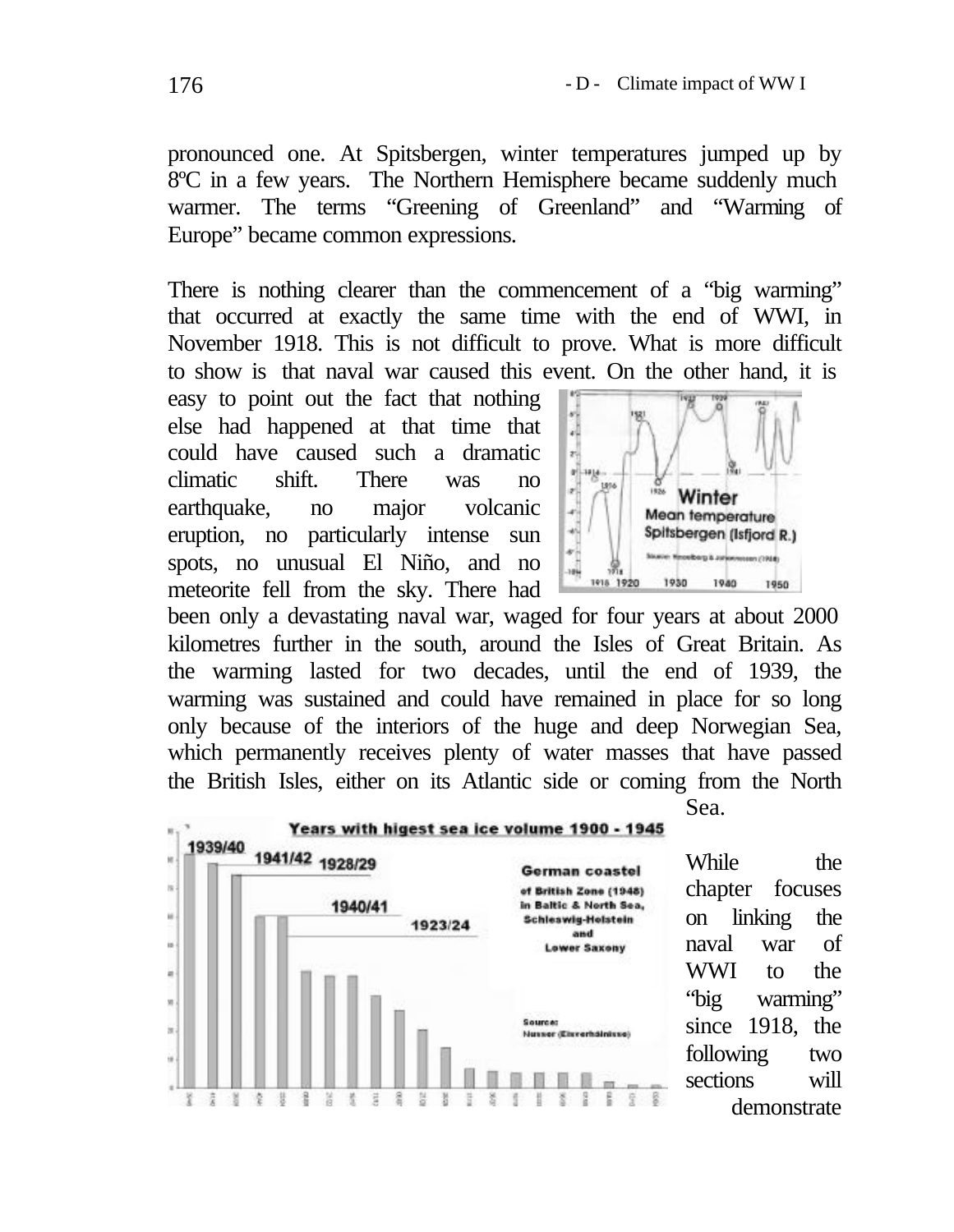pronounced one. At Spitsbergen, winter temperatures jumped up by 8ºC in a few years. The Northern Hemisphere became suddenly much warmer. The terms “Greening of Greenland” and “Warming of Europe” became common expressions.

There is nothing clearer than the commencement of a “big warming” that occurred at exactly the same time with the end of WWI, in November 1918. This is not difficult to prove. What is more difficult to show is that naval war caused this event. On the other hand, it is easy to point out the fact that nothing else had happened at that time that could have caused such a dramatic climatic shift. There was no earthquake, no major volcanic eruption, no particularly intense sun spots, no unusual El Niño, and no meteorite fell from the sky. There had been only a devastating naval war, waged for four years at about 2000 kilometres further in the south, around the Isles of Great Britain. As the warming lasted for two decades, until the end of 1939, the warming was sustained and could have remained in place for so long only because of the interiors of the huge and deep Norwegian Sea, which permanently receives plenty of water masses that have passed the British Isles, either on its Atlantic side or coming from the North Sea.

While the chapter focuses on linking the naval war of WWI to the “big warming” since 1918, the following two sections will demonstrate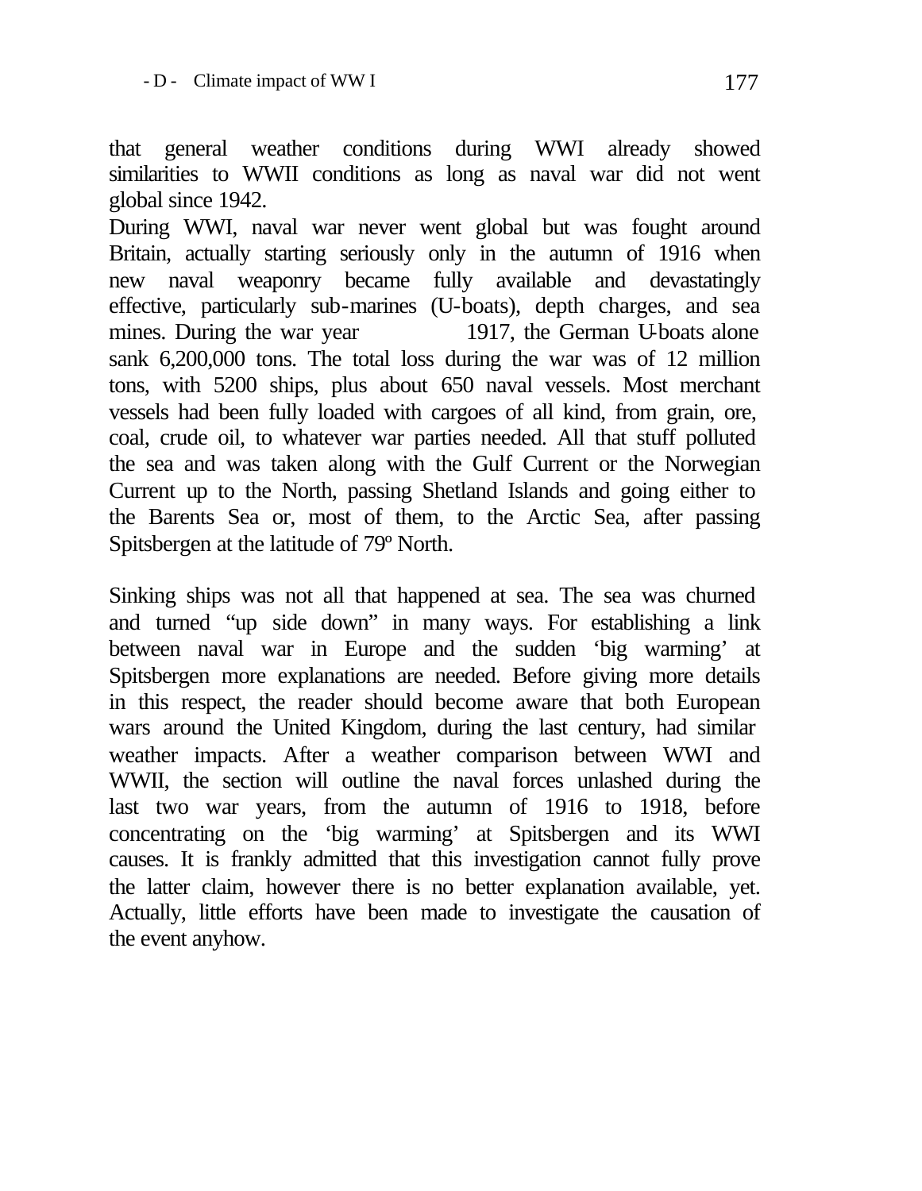that general weather conditions during WWI already showed similarities to WWII conditions as long as naval war did not went global since 1942.

During WWI, naval war never went global but was fought around Britain, actually starting seriously only in the autumn of 1916 when new naval weaponry became fully available and devastatingly effective, particularly sub-marines (U-boats), depth charges, and sea mines. During the war year 1917, the German U-boats alone sank 6,200,000 tons. The total loss during the war was of 12 million tons, with 5200 ships, plus about 650 naval vessels. Most merchant vessels had been fully loaded with cargoes of all kind, from grain, ore, coal, crude oil, to whatever war parties needed. All that stuff polluted the sea and was taken along with the Gulf Current or the Norwegian Current up to the North, passing Shetland Islands and going either to the Barents Sea or, most of them, to the Arctic Sea, after passing Spitsbergen at the latitude of 79º North.

Sinking ships was not all that happened at sea. The sea was churned and turned “up side down” in many ways. For establishing a link between naval war in Europe and the sudden ‘big warming’ at Spitsbergen more explanations are needed. Before giving more details in this respect, the reader should become aware that both European wars around the United Kingdom, during the last century, had similar weather impacts. After a weather comparison between WWI and WWII, the section will outline the naval forces unlashed during the last two war years, from the autumn of 1916 to 1918, before concentrating on the ‘big warming’ at Spitsbergen and its WWI causes. It is frankly admitted that this investigation cannot fully prove the latter claim, however there is no better explanation available, yet. Actually, little efforts have been made to investigate the causation of the event anyhow.